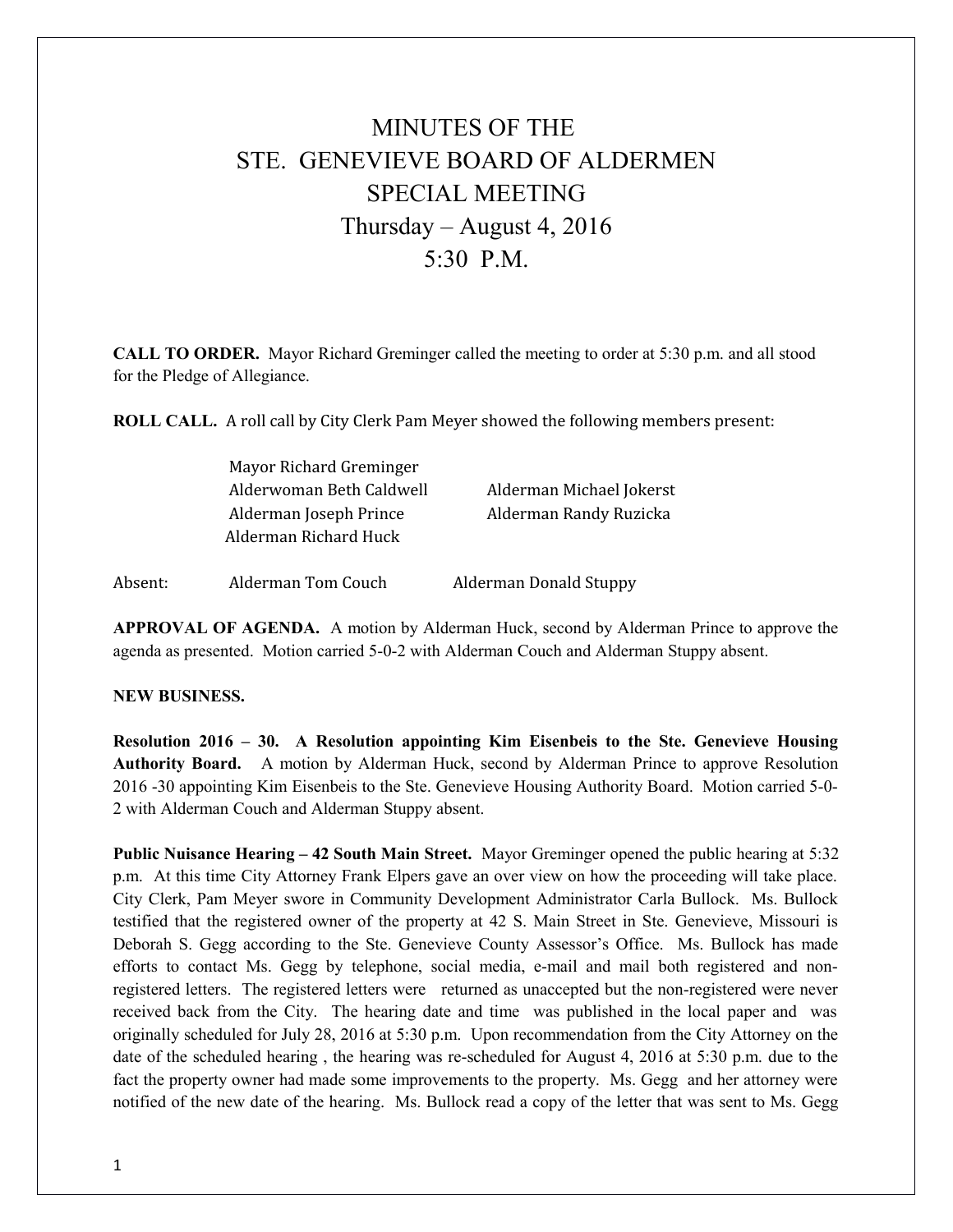# MINUTES OF THE STE. GENEVIEVE BOARD OF ALDERMEN SPECIAL MEETING

## Thursday – August 4, 2016 5:30 P.M.

**CALL TO ORDER.** Mayor Richard Greminger called the meeting to order at 5:30 p.m. and all stood for the Pledge of Allegiance.

**ROLL CALL.** A roll call by City Clerk Pam Meyer showed the following members present:

Mayor Richard Greminger
Alderwoman Beth Caldwell    Alderman Michael Jokerst
Alderman Joseph Prince    Alderman Randy Ruzicka
Alderman Richard Huck

Absent:    Alderman Tom Couch    Alderman Donald Stuppy

**APPROVAL OF AGENDA.** A motion by Alderman Huck, second by Alderman Prince to approve the agenda as presented. Motion carried 5-0-2 with Alderman Couch and Alderman Stuppy absent.

**NEW BUSINESS.**

**Resolution 2016 – 30. A Resolution appointing Kim Eisenbeis to the Ste. Genevieve Housing Authority Board.** A motion by Alderman Huck, second by Alderman Prince to approve Resolution 2016 -30 appointing Kim Eisenbeis to the Ste. Genevieve Housing Authority Board. Motion carried 5-0-2 with Alderman Couch and Alderman Stuppy absent.

**Public Nuisance Hearing – 42 South Main Street.** Mayor Greminger opened the public hearing at 5:32 p.m. At this time City Attorney Frank Elpers gave an over view on how the proceeding will take place. City Clerk, Pam Meyer swore in Community Development Administrator Carla Bullock. Ms. Bullock testified that the registered owner of the property at 42 S. Main Street in Ste. Genevieve, Missouri is Deborah S. Gegg according to the Ste. Genevieve County Assessor's Office. Ms. Bullock has made efforts to contact Ms. Gegg by telephone, social media, e-mail and mail both registered and non-registered letters. The registered letters were returned as unaccepted but the non-registered were never received back from the City. The hearing date and time was published in the local paper and was originally scheduled for July 28, 2016 at 5:30 p.m. Upon recommendation from the City Attorney on the date of the scheduled hearing , the hearing was re-scheduled for August 4, 2016 at 5:30 p.m. due to the fact the property owner had made some improvements to the property. Ms. Gegg and her attorney were notified of the new date of the hearing. Ms. Bullock read a copy of the letter that was sent to Ms. Gegg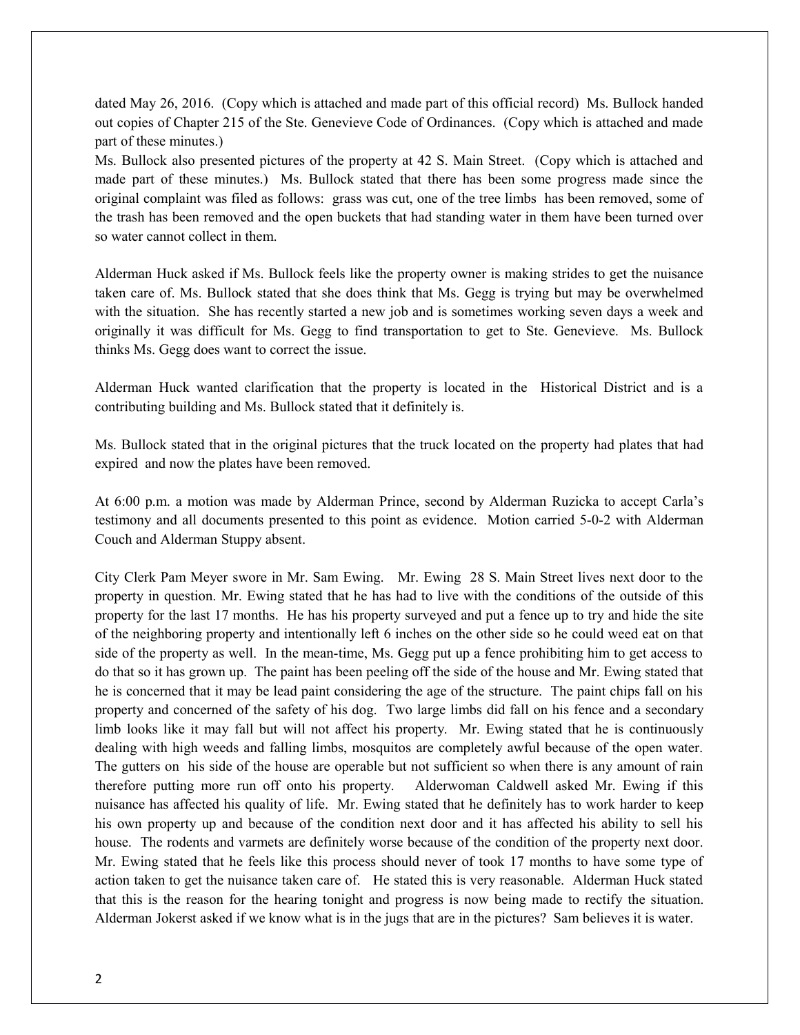dated May 26, 2016. (Copy which is attached and made part of this official record) Ms. Bullock handed out copies of Chapter 215 of the Ste. Genevieve Code of Ordinances. (Copy which is attached and made part of these minutes.)

Ms. Bullock also presented pictures of the property at 42 S. Main Street. (Copy which is attached and made part of these minutes.) Ms. Bullock stated that there has been some progress made since the original complaint was filed as follows: grass was cut, one of the tree limbs has been removed, some of the trash has been removed and the open buckets that had standing water in them have been turned over so water cannot collect in them.

Alderman Huck asked if Ms. Bullock feels like the property owner is making strides to get the nuisance taken care of. Ms. Bullock stated that she does think that Ms. Gegg is trying but may be overwhelmed with the situation. She has recently started a new job and is sometimes working seven days a week and originally it was difficult for Ms. Gegg to find transportation to get to Ste. Genevieve. Ms. Bullock thinks Ms. Gegg does want to correct the issue.

Alderman Huck wanted clarification that the property is located in the Historical District and is a contributing building and Ms. Bullock stated that it definitely is.

Ms. Bullock stated that in the original pictures that the truck located on the property had plates that had expired and now the plates have been removed.

At 6:00 p.m. a motion was made by Alderman Prince, second by Alderman Ruzicka to accept Carla's testimony and all documents presented to this point as evidence. Motion carried 5-0-2 with Alderman Couch and Alderman Stuppy absent.

City Clerk Pam Meyer swore in Mr. Sam Ewing. Mr. Ewing 28 S. Main Street lives next door to the property in question. Mr. Ewing stated that he has had to live with the conditions of the outside of this property for the last 17 months. He has his property surveyed and put a fence up to try and hide the site of the neighboring property and intentionally left 6 inches on the other side so he could weed eat on that side of the property as well. In the mean-time, Ms. Gegg put up a fence prohibiting him to get access to do that so it has grown up. The paint has been peeling off the side of the house and Mr. Ewing stated that he is concerned that it may be lead paint considering the age of the structure. The paint chips fall on his property and concerned of the safety of his dog. Two large limbs did fall on his fence and a secondary limb looks like it may fall but will not affect his property. Mr. Ewing stated that he is continuously dealing with high weeds and falling limbs, mosquitos are completely awful because of the open water. The gutters on his side of the house are operable but not sufficient so when there is any amount of rain therefore putting more run off onto his property. Alderwoman Caldwell asked Mr. Ewing if this nuisance has affected his quality of life. Mr. Ewing stated that he definitely has to work harder to keep his own property up and because of the condition next door and it has affected his ability to sell his house. The rodents and varmets are definitely worse because of the condition of the property next door. Mr. Ewing stated that he feels like this process should never of took 17 months to have some type of action taken to get the nuisance taken care of. He stated this is very reasonable. Alderman Huck stated that this is the reason for the hearing tonight and progress is now being made to rectify the situation. Alderman Jokerst asked if we know what is in the jugs that are in the pictures? Sam believes it is water.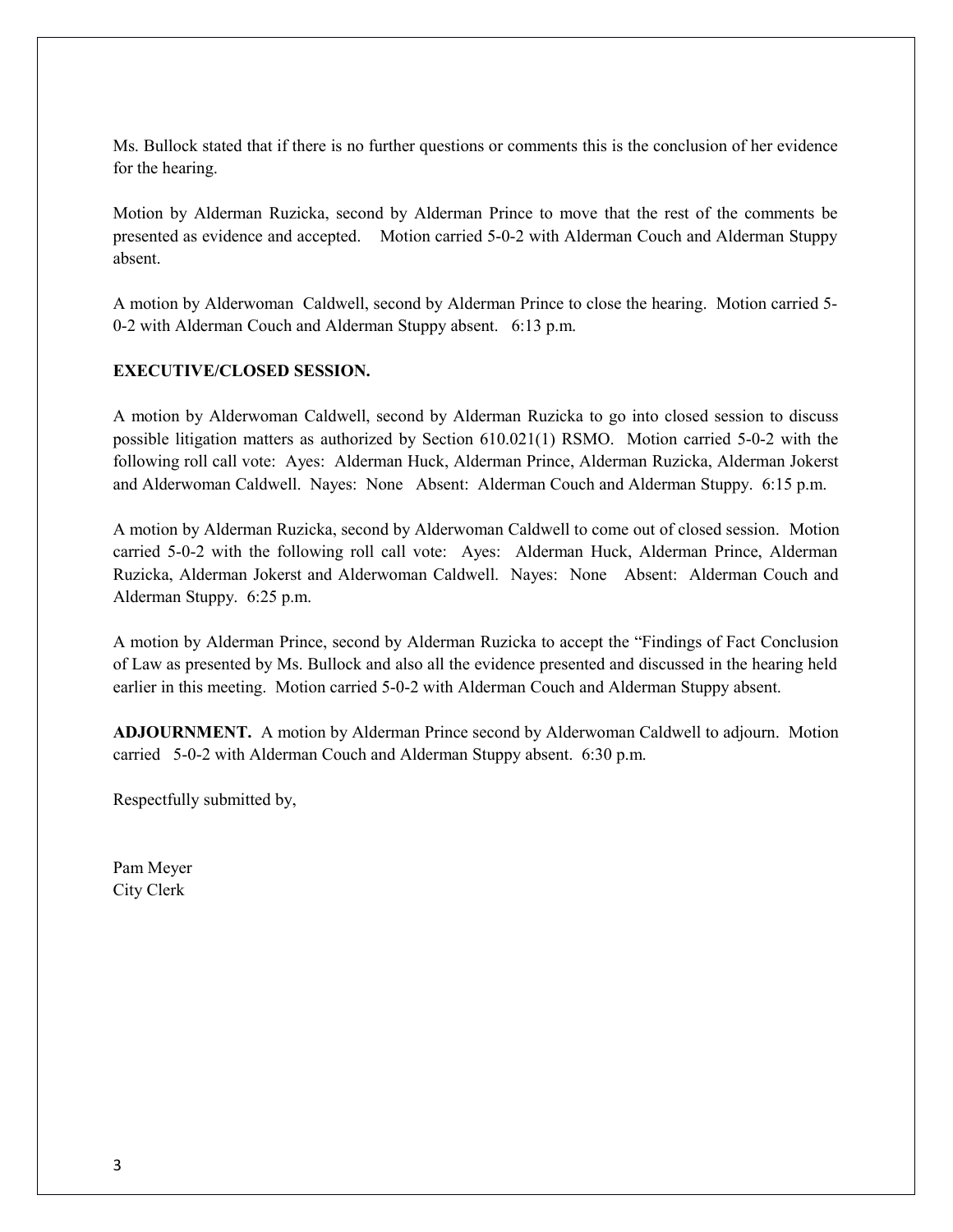Ms. Bullock stated that if there is no further questions or comments this is the conclusion of her evidence for the hearing.

Motion by Alderman Ruzicka, second by Alderman Prince to move that the rest of the comments be presented as evidence and accepted. Motion carried 5-0-2 with Alderman Couch and Alderman Stuppy absent.

A motion by Alderwoman Caldwell, second by Alderman Prince to close the hearing. Motion carried 5-0-2 with Alderman Couch and Alderman Stuppy absent. 6:13 p.m.

**EXECUTIVE/CLOSED SESSION.**

A motion by Alderwoman Caldwell, second by Alderman Ruzicka to go into closed session to discuss possible litigation matters as authorized by Section 610.021(1) RSMO. Motion carried 5-0-2 with the following roll call vote: Ayes: Alderman Huck, Alderman Prince, Alderman Ruzicka, Alderman Jokerst and Alderwoman Caldwell. Nayes: None Absent: Alderman Couch and Alderman Stuppy. 6:15 p.m.

A motion by Alderman Ruzicka, second by Alderwoman Caldwell to come out of closed session. Motion carried 5-0-2 with the following roll call vote: Ayes: Alderman Huck, Alderman Prince, Alderman Ruzicka, Alderman Jokerst and Alderwoman Caldwell. Nayes: None Absent: Alderman Couch and Alderman Stuppy. 6:25 p.m.

A motion by Alderman Prince, second by Alderman Ruzicka to accept the "Findings of Fact Conclusion of Law as presented by Ms. Bullock and also all the evidence presented and discussed in the hearing held earlier in this meeting. Motion carried 5-0-2 with Alderman Couch and Alderman Stuppy absent.

**ADJOURNMENT.** A motion by Alderman Prince second by Alderwoman Caldwell to adjourn. Motion carried 5-0-2 with Alderman Couch and Alderman Stuppy absent. 6:30 p.m.

Respectfully submitted by,

Pam Meyer
City Clerk